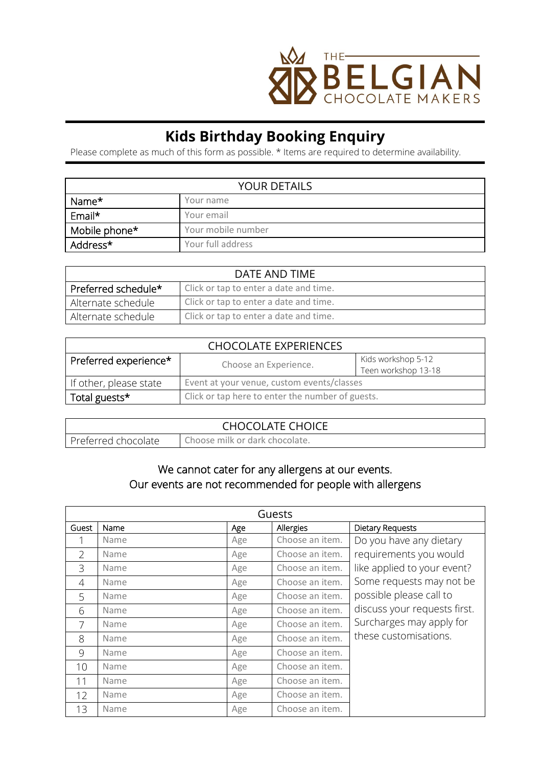THE BELGIAN CHOCOLATE MAKERS

# Kids Birthday Booking Enquiry

Please complete as much of this form as possible. * Items are required to determine availability.

| YOUR DETAILS | |
|---|---|
| Name* | Your name |
| Email* | Your email |
| Mobile phone* | Your mobile number |
| Address* | Your full address |

| DATE AND TIME | |
|---|---|
| Preferred schedule* | Click or tap to enter a date and time. |
| Alternate schedule | Click or tap to enter a date and time. |
| Alternate schedule | Click or tap to enter a date and time. |

| CHOCOLATE EXPERIENCES | | |
|---|---|---|
| Preferred experience* | Choose an Experience. | Kids workshop 5-12<br>Teen workshop 13-18 |
| If other, please state | Event at your venue, custom events/classes | |
| Total guests* | Click or tap here to enter the number of guests. | |

| CHOCOLATE CHOICE | |
|---|---|
| Preferred chocolate | Choose milk or dark chocolate. |

We cannot cater for any allergens at our events.
Our events are not recommended for people with allergens

| Guests | | | | |
|---|---|---|---|---|
| Guest | Name | Age | Allergies | Dietary Requests |
| 1 | Name | Age | Choose an item. | Do you have any dietary requirements you would like applied to your event? Some requests may not be possible please call to discuss your requests first. Surcharges may apply for these customisations. |
| 2 | Name | Age | Choose an item. | |
| 3 | Name | Age | Choose an item. | |
| 4 | Name | Age | Choose an item. | |
| 5 | Name | Age | Choose an item. | |
| 6 | Name | Age | Choose an item. | |
| 7 | Name | Age | Choose an item. | |
| 8 | Name | Age | Choose an item. | |
| 9 | Name | Age | Choose an item. | |
| 10 | Name | Age | Choose an item. | |
| 11 | Name | Age | Choose an item. | |
| 12 | Name | Age | Choose an item. | |
| 13 | Name | Age | Choose an item. | |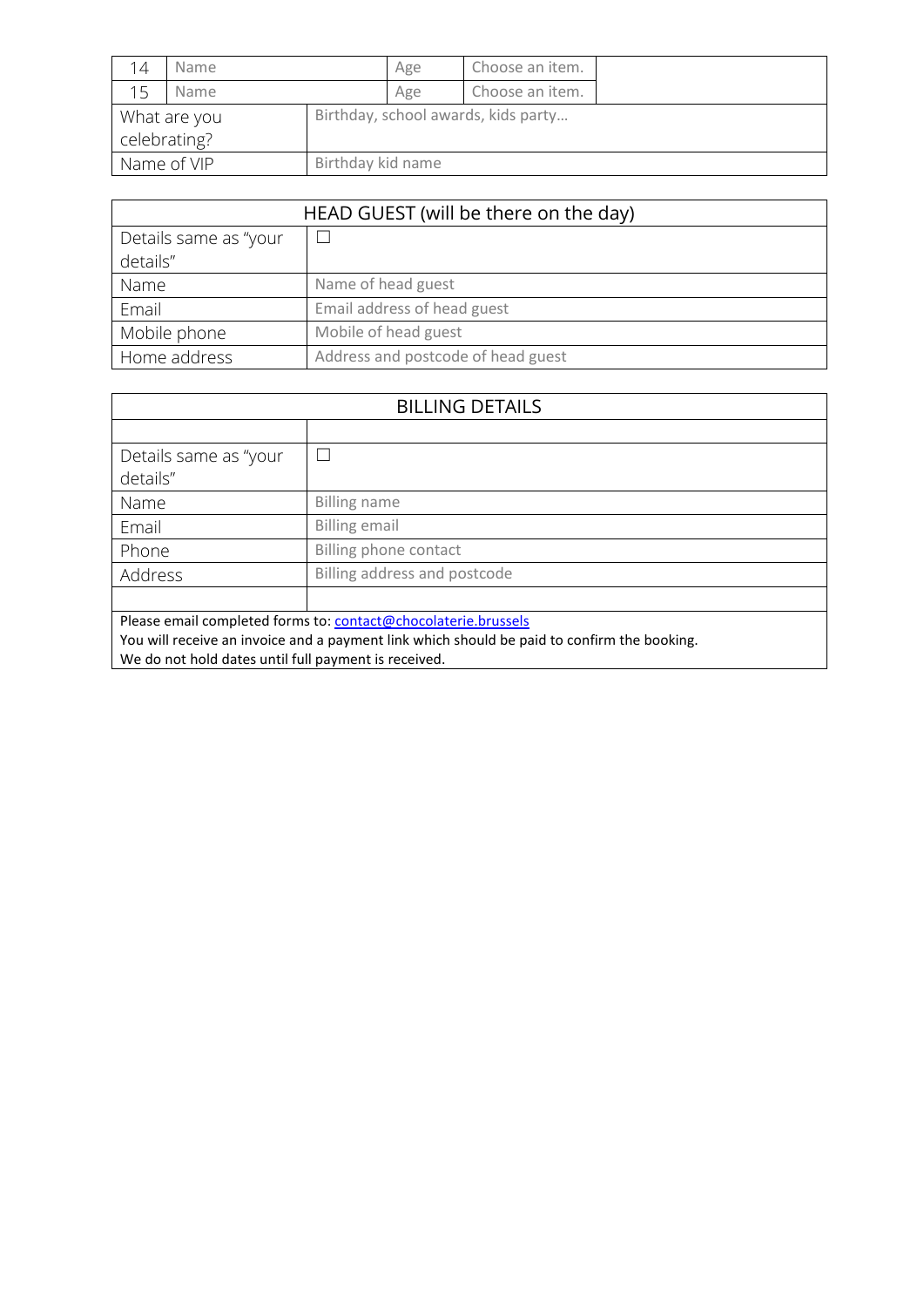| | | | | |
|---|---|---|---|---|
| 14 | Name | Age | Choose an item. | |
| 15 | Name | Age | Choose an item. | |
| What are you celebrating? | | Birthday, school awards, kids party… | | |
| Name of VIP | | Birthday kid name | | |

| HEAD GUEST (will be there on the day) | |
|---|---|
| Details same as "your details" | ☐ |
| Name | Name of head guest |
| Email | Email address of head guest |
| Mobile phone | Mobile of head guest |
| Home address | Address and postcode of head guest |

| BILLING DETAILS | |
|---|---|
| | |
| Details same as "your details" | ☐ |
| Name | Billing name |
| Email | Billing email |
| Phone | Billing phone contact |
| Address | Billing address and postcode |
| | |

Please email completed forms to: contact@chocolaterie.brussels
You will receive an invoice and a payment link which should be paid to confirm the booking.
We do not hold dates until full payment is received.